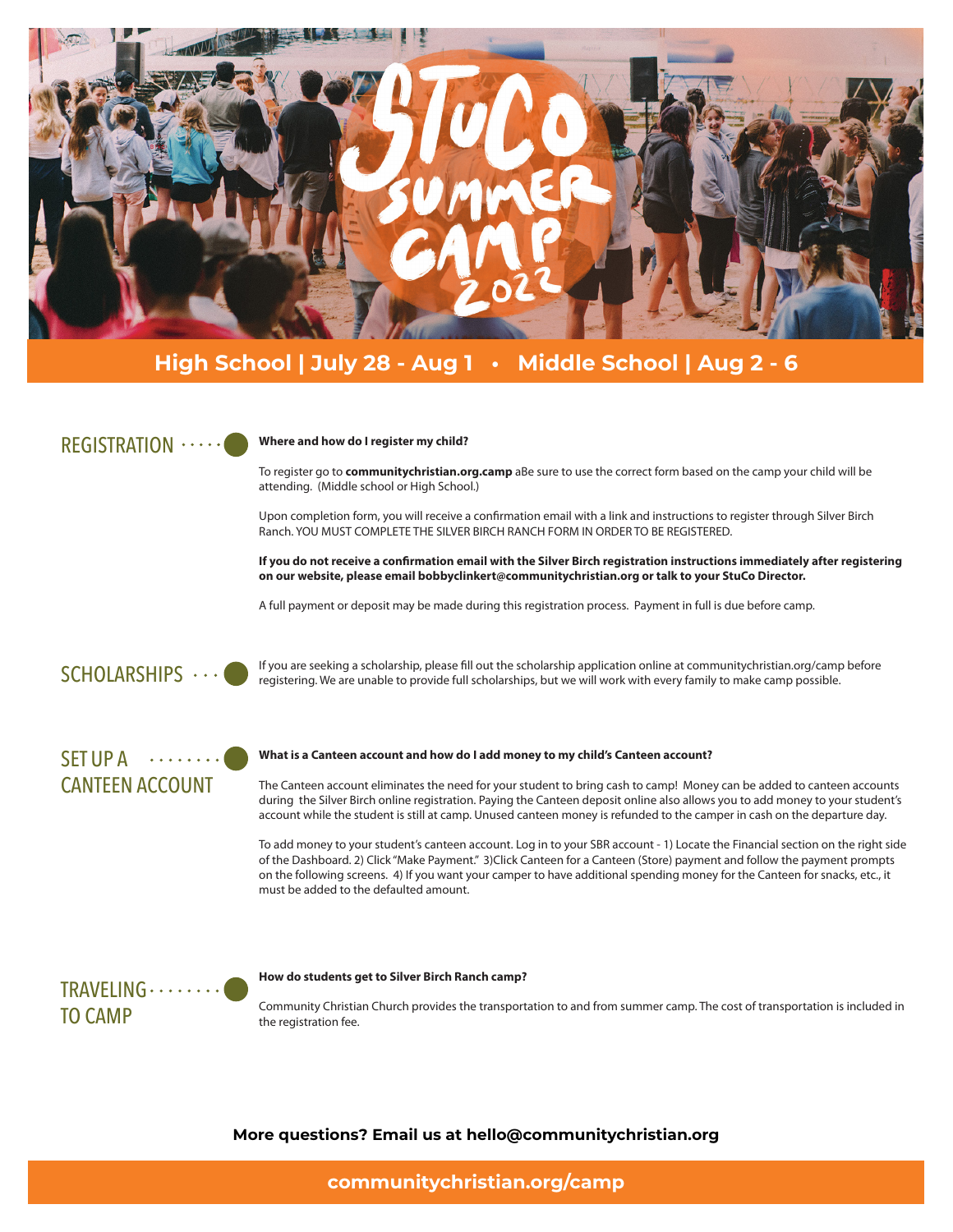# StuCo Summer Camp 2022

## High School | July 28 - Aug 1 • Middle School | Aug 2 - 6

## REGISTRATION

**Where and how do I register my child?**

To register go to **communitychristian.org.camp** aBe sure to use the correct form based on the camp your child will be attending. (Middle school or High School.)

Upon completion form, you will receive a confirmation email with a link and instructions to register through Silver Birch Ranch. YOU MUST COMPLETE THE SILVER BIRCH RANCH FORM IN ORDER TO BE REGISTERED.

**If you do not receive a confirmation email with the Silver Birch registration instructions immediately after registering on our website, please email bobbyclinkert@communitychristian.org or talk to your StuCo Director.**

A full payment or deposit may be made during this registration process. Payment in full is due before camp.

## SCHOLARSHIPS

If you are seeking a scholarship, please fill out the scholarship application online at communitychristian.org/camp before registering. We are unable to provide full scholarships, but we will work with every family to make camp possible.

## SET UP A CANTEEN ACCOUNT

**What is a Canteen account and how do I add money to my child's Canteen account?**

The Canteen account eliminates the need for your student to bring cash to camp! Money can be added to canteen accounts during the Silver Birch online registration. Paying the Canteen deposit online also allows you to add money to your student's account while the student is still at camp. Unused canteen money is refunded to the camper in cash on the departure day.

To add money to your student's canteen account. Log in to your SBR account - 1) Locate the Financial section on the right side of the Dashboard. 2) Click "Make Payment." 3)Click Canteen for a Canteen (Store) payment and follow the payment prompts on the following screens. 4) If you want your camper to have additional spending money for the Canteen for snacks, etc., it must be added to the defaulted amount.

## TRAVELING TO CAMP

**How do students get to Silver Birch Ranch camp?**

Community Christian Church provides the transportation to and from summer camp. The cost of transportation is included in the registration fee.

**More questions? Email us at hello@communitychristian.org**

**communitychristian.org/camp**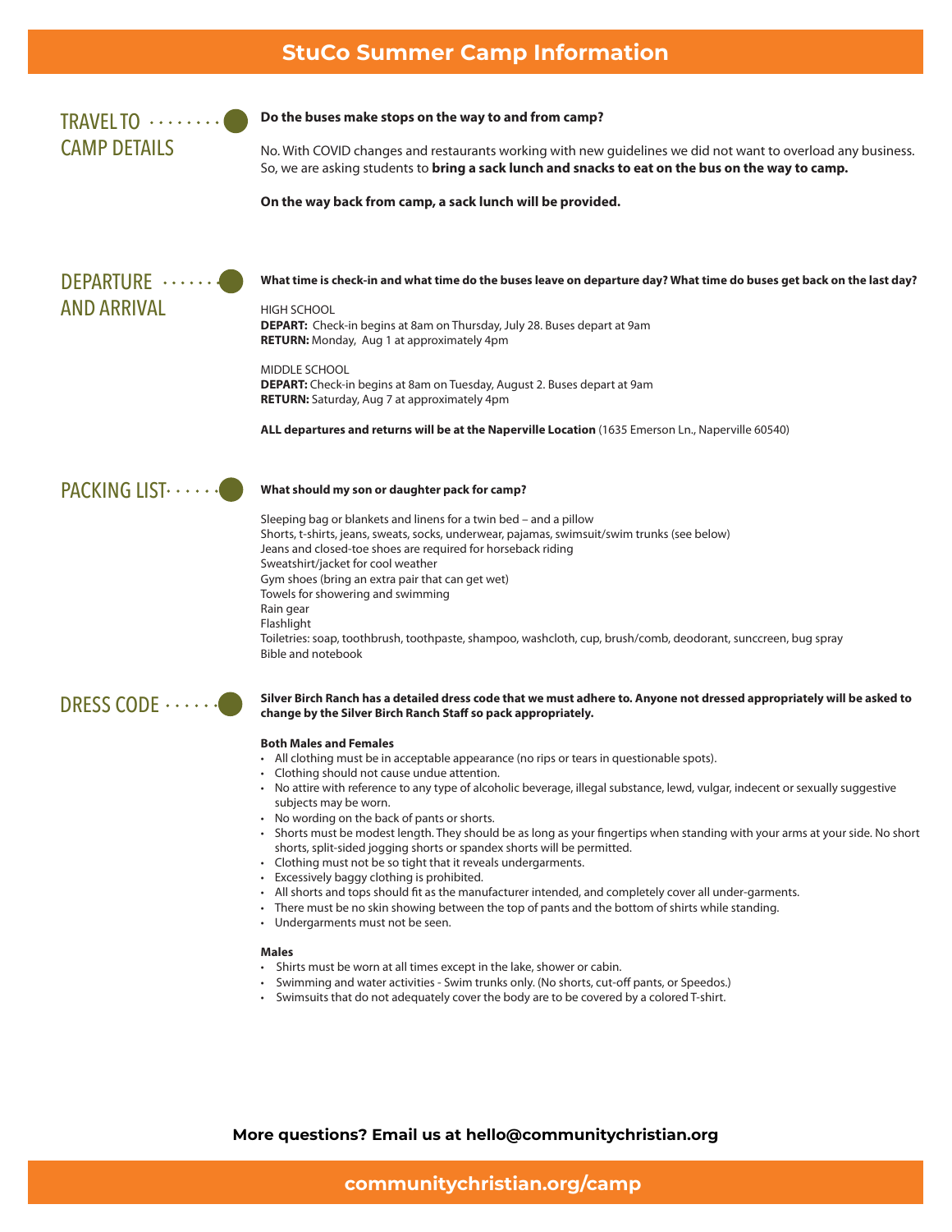# StuCo Summer Camp Information

## TRAVEL TO CAMP DETAILS

**Do the buses make stops on the way to and from camp?**

No. With COVID changes and restaurants working with new guidelines we did not want to overload any business. So, we are asking students to **bring a sack lunch and snacks to eat on the bus on the way to camp.**

**On the way back from camp, a sack lunch will be provided.**

## DEPARTURE AND ARRIVAL

**What time is check-in and what time do the buses leave on departure day? What time do buses get back on the last day?**

HIGH SCHOOL
**DEPART:** Check-in begins at 8am on Thursday, July 28. Buses depart at 9am
**RETURN:** Monday, Aug 1 at approximately 4pm

MIDDLE SCHOOL
**DEPART:** Check-in begins at 8am on Tuesday, August 2. Buses depart at 9am
**RETURN:** Saturday, Aug 7 at approximately 4pm

**ALL departures and returns will be at the Naperville Location** (1635 Emerson Ln., Naperville 60540)

## PACKING LIST

**What should my son or daughter pack for camp?**

Sleeping bag or blankets and linens for a twin bed – and a pillow
Shorts, t-shirts, jeans, sweats, socks, underwear, pajamas, swimsuit/swim trunks (see below)
Jeans and closed-toe shoes are required for horseback riding
Sweatshirt/jacket for cool weather
Gym shoes (bring an extra pair that can get wet)
Towels for showering and swimming
Rain gear
Flashlight
Toiletries: soap, toothbrush, toothpaste, shampoo, washcloth, cup, brush/comb, deodorant, suncreen, bug spray
Bible and notebook

## DRESS CODE

**Silver Birch Ranch has a detailed dress code that we must adhere to. Anyone not dressed appropriately will be asked to change by the Silver Birch Ranch Staff so pack appropriately.**

**Both Males and Females**

- All clothing must be in acceptable appearance (no rips or tears in questionable spots).
- Clothing should not cause undue attention.
- No attire with reference to any type of alcoholic beverage, illegal substance, lewd, vulgar, indecent or sexually suggestive subjects may be worn.
- No wording on the back of pants or shorts.
- Shorts must be modest length. They should be as long as your fingertips when standing with your arms at your side. No short shorts, split-sided jogging shorts or spandex shorts will be permitted.
- Clothing must not be so tight that it reveals undergarments.
- Excessively baggy clothing is prohibited.
- All shorts and tops should fit as the manufacturer intended, and completely cover all under-garments.
- There must be no skin showing between the top of pants and the bottom of shirts while standing.
- Undergarments must not be seen.

**Males**

- Shirts must be worn at all times except in the lake, shower or cabin.
- Swimming and water activities - Swim trunks only. (No shorts, cut-off pants, or Speedos.)
- Swimsuits that do not adequately cover the body are to be covered by a colored T-shirt.

**More questions? Email us at hello@communitychristian.org**

**communitychristian.org/camp**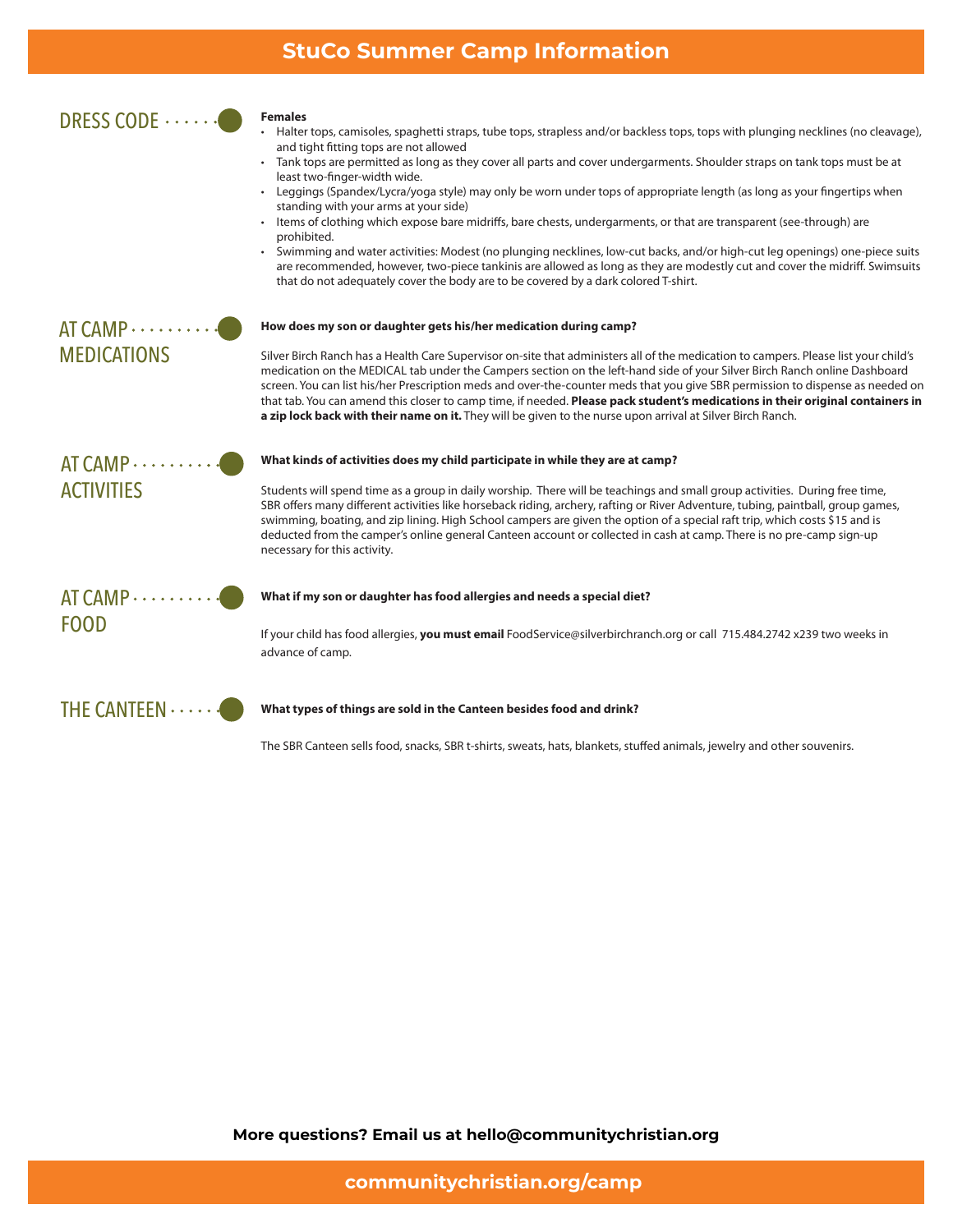# StuCo Summer Camp Information

## DRESS CODE

**Females**

- Halter tops, camisoles, spaghetti straps, tube tops, strapless and/or backless tops, tops with plunging necklines (no cleavage), and tight fitting tops are not allowed
- Tank tops are permitted as long as they cover all parts and cover undergarments. Shoulder straps on tank tops must be at least two-finger-width wide.
- Leggings (Spandex/Lycra/yoga style) may only be worn under tops of appropriate length (as long as your fingertips when standing with your arms at your side)
- Items of clothing which expose bare midriffs, bare chests, undergarments, or that are transparent (see-through) are prohibited.
- Swimming and water activities: Modest (no plunging necklines, low-cut backs, and/or high-cut leg openings) one-piece suits are recommended, however, two-piece tankinis are allowed as long as they are modestly cut and cover the midriff. Swimsuits that do not adequately cover the body are to be covered by a dark colored T-shirt.

## AT CAMP MEDICATIONS

**How does my son or daughter gets his/her medication during camp?**

Silver Birch Ranch has a Health Care Supervisor on-site that administers all of the medication to campers. Please list your child's medication on the MEDICAL tab under the Campers section on the left-hand side of your Silver Birch Ranch online Dashboard screen. You can list his/her Prescription meds and over-the-counter meds that you give SBR permission to dispense as needed on that tab. You can amend this closer to camp time, if needed. **Please pack student's medications in their original containers in a zip lock back with their name on it.** They will be given to the nurse upon arrival at Silver Birch Ranch.

## AT CAMP ACTIVITIES

**What kinds of activities does my child participate in while they are at camp?**

Students will spend time as a group in daily worship. There will be teachings and small group activities. During free time, SBR offers many different activities like horseback riding, archery, rafting or River Adventure, tubing, paintball, group games, swimming, boating, and zip lining. High School campers are given the option of a special raft trip, which costs $15 and is deducted from the camper's online general Canteen account or collected in cash at camp. There is no pre-camp sign-up necessary for this activity.

## AT CAMP FOOD

**What if my son or daughter has food allergies and needs a special diet?**

If your child has food allergies, **you must email** FoodService@silverbirchranch.org or call 715.484.2742 x239 two weeks in advance of camp.

## THE CANTEEN

**What types of things are sold in the Canteen besides food and drink?**

The SBR Canteen sells food, snacks, SBR t-shirts, sweats, hats, blankets, stuffed animals, jewelry and other souvenirs.

**More questions? Email us at hello@communitychristian.org**

**communitychristian.org/camp**